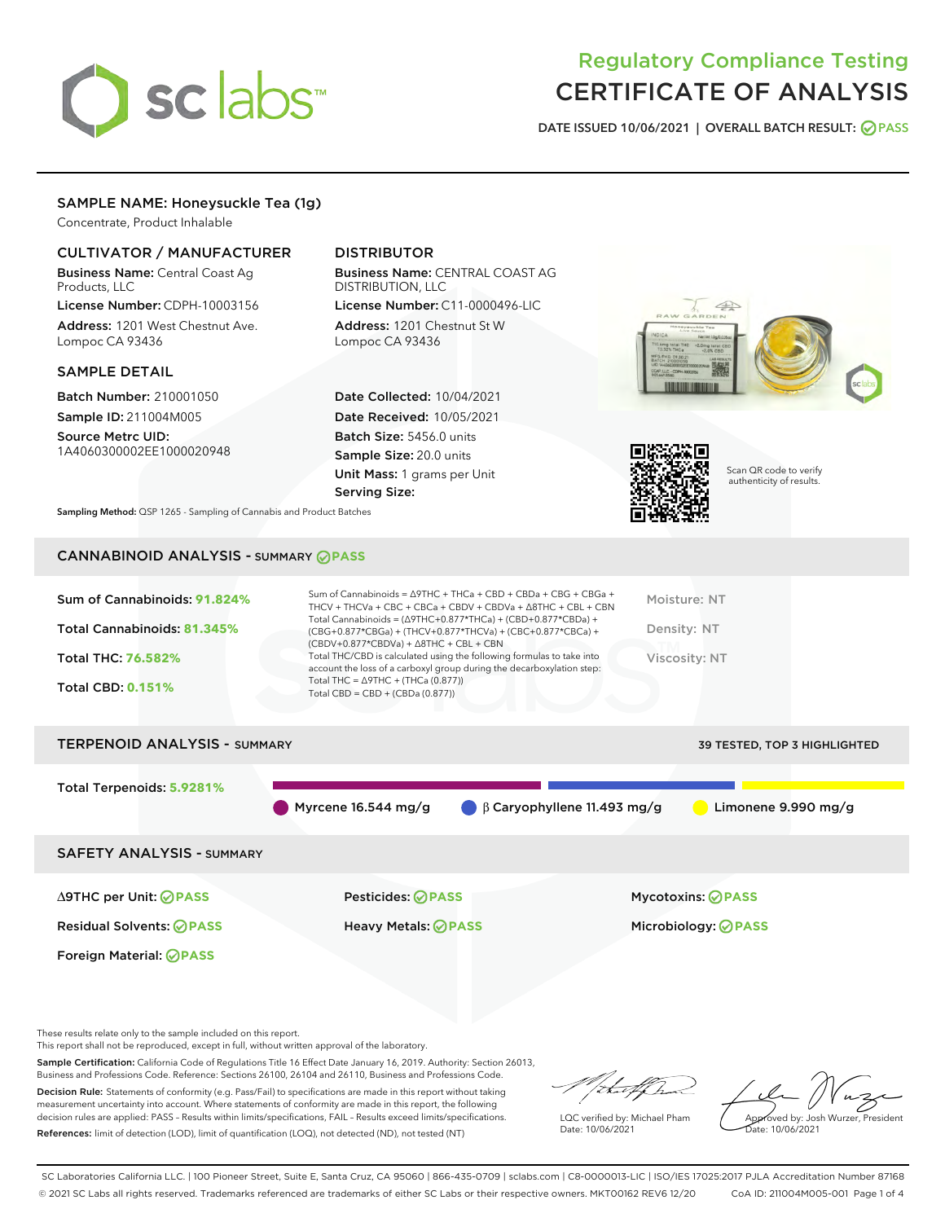# Regulatory Compliance Testing
# CERTIFICATE OF ANALYSIS

**DATE ISSUED 10/06/2021 | OVERALL BATCH RESULT: PASS**

## SAMPLE NAME: Honeysuckle Tea (1g)

Concentrate, Product Inhalable

### CULTIVATOR / MANUFACTURER

**Business Name:** Central Coast Ag Products, LLC

**License Number:** CDPH-10003156

**Address:** 1201 West Chestnut Ave. Lompoc CA 93436

### DISTRIBUTOR

**Business Name:** CENTRAL COAST AG DISTRIBUTION, LLC

**License Number:** C11-0000496-LIC

**Address:** 1201 Chestnut St W Lompoc CA 93436

### SAMPLE DETAIL

**Batch Number:** 210001050

**Sample ID:** 211004M005

**Source Metrc UID:** 1A4060300002EE1000020948

**Date Collected:** 10/04/2021

**Date Received:** 10/05/2021

**Batch Size:** 5456.0 units

**Sample Size:** 20.0 units

**Unit Mass:** 1 grams per Unit

**Serving Size:**

Scan QR code to verify authenticity of results.

**Sampling Method:** QSP 1265 - Sampling of Cannabis and Product Batches

## CANNABINOID ANALYSIS - SUMMARY PASS

**Sum of Cannabinoids: 91.824%**

**Total Cannabinoids: 81.345%**

**Total THC: 76.582%**

**Total CBD: 0.151%**

Sum of Cannabinoids = Δ9THC + THCa + CBD + CBDa + CBG + CBGa + THCV + THCVa + CBC + CBCa + CBDV + CBDVa + Δ8THC + CBL + CBN

Total Cannabinoids = (Δ9THC+0.877*THCa) + (CBD+0.877*CBDa) + (CBG+0.877*CBGa) + (THCV+0.877*THCVa) + (CBC+0.877*CBCa) + (CBDV+0.877*CBDVa) + Δ8THC + CBL + CBN

Total THC/CBD is calculated using the following formulas to take into account the loss of a carboxyl group during the decarboxylation step:

Total THC = Δ9THC + (THCa (0.877))

Total CBD = CBD + (CBDa (0.877))

Moisture: NT

Density: NT

Viscosity: NT

## TERPENOID ANALYSIS - SUMMARY

39 TESTED, TOP 3 HIGHLIGHTED

**Total Terpenoids: 5.9281%**

Myrcene 16.544 mg/g | β Caryophyllene 11.493 mg/g | Limonene 9.990 mg/g

## SAFETY ANALYSIS - SUMMARY

| | | |
|---|---|---|
| Δ9THC per Unit: PASS | Pesticides: PASS | Mycotoxins: PASS |
| Residual Solvents: PASS | Heavy Metals: PASS | Microbiology: PASS |
| Foreign Material: PASS | | |

These results relate only to the sample included on this report.
This report shall not be reproduced, except in full, without written approval of the laboratory.

**Sample Certification:** California Code of Regulations Title 16 Effect Date January 16, 2019. Authority: Section 26013, Business and Professions Code. Reference: Sections 26100, 26104 and 26110, Business and Professions Code.

**Decision Rule:** Statements of conformity (e.g. Pass/Fail) to specifications are made in this report without taking measurement uncertainty into account. Where statements of conformity are made in this report, the following decision rules are applied: PASS – Results within limits/specifications, FAIL – Results exceed limits/specifications.

**References:** limit of detection (LOD), limit of quantification (LOQ), not detected (ND), not tested (NT)

LQC verified by: Michael Pham
Date: 10/06/2021

Approved by: Josh Wurzer, President
Date: 10/06/2021

SC Laboratories California LLC. | 100 Pioneer Street, Suite E, Santa Cruz, CA 95060 | 866-435-0709 | sclabs.com | C8-0000013-LIC | ISO/IES 17025:2017 PJLA Accreditation Number 87168
© 2021 SC Labs all rights reserved. Trademarks referenced are trademarks of either SC Labs or their respective owners. MKT00162 REV6 12/20 CoA ID: 211004M005-001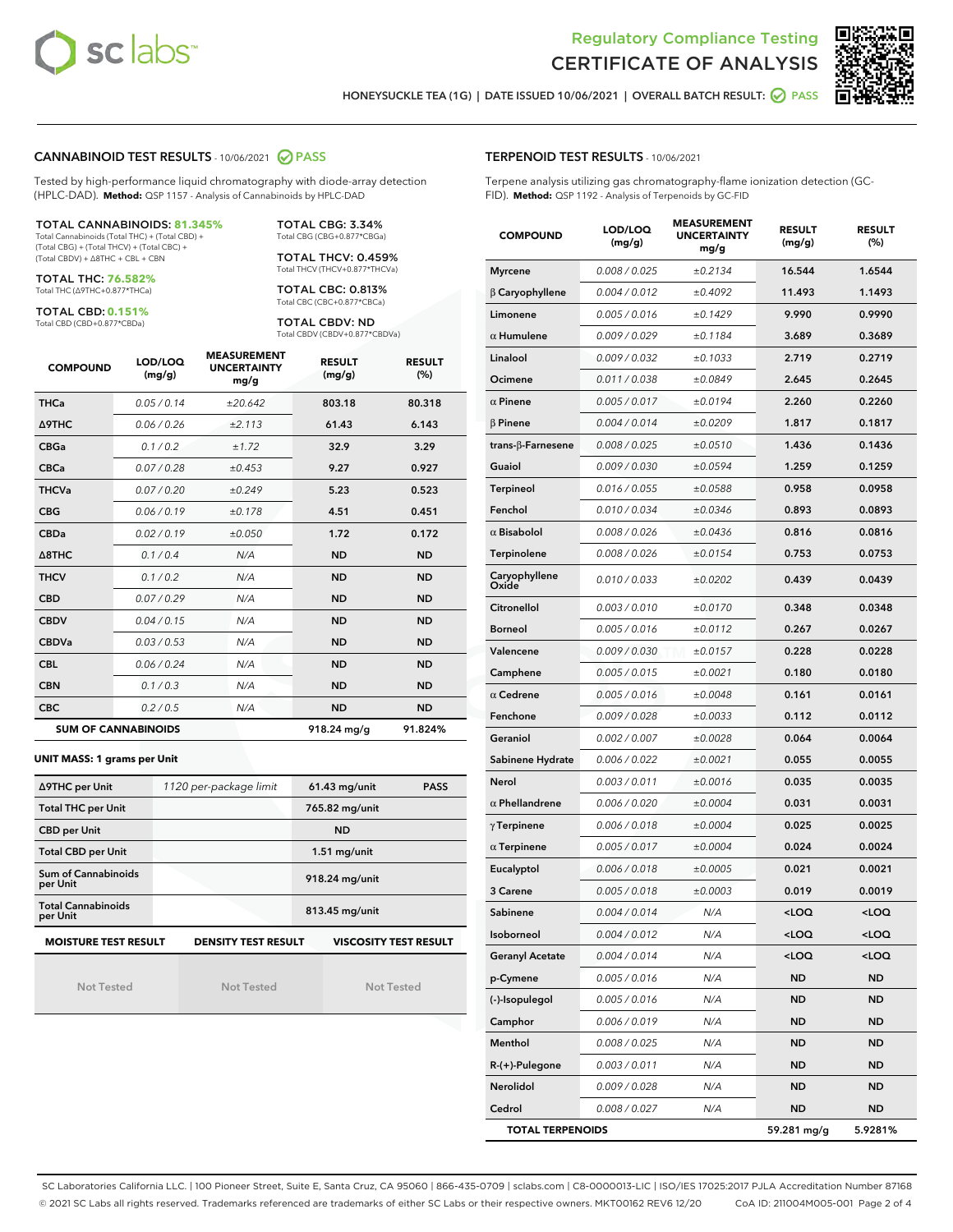# Regulatory Compliance Testing
# CERTIFICATE OF ANALYSIS

HONEYSUCKLE TEA (1G) | DATE ISSUED 10/06/2021 | OVERALL BATCH RESULT: PASS

## CANNABINOID TEST RESULTS - 10/06/2021 PASS

Tested by high-performance liquid chromatography with diode-array detection (HPLC-DAD). **Method:** QSP 1157 - Analysis of Cannabinoids by HPLC-DAD

**TOTAL CANNABINOIDS: 81.345%**
Total Cannabinoids (Total THC) + (Total CBD) + (Total CBG) + (Total THCV) + (Total CBC) + (Total CBDV) + Δ8THC + CBL + CBN

**TOTAL THC: 76.582%**
Total THC (Δ9THC+0.877*THCa)

**TOTAL CBD: 0.151%**
Total CBD (CBD+0.877*CBDa)

**TOTAL CBG: 3.34%**
Total CBG (CBG+0.877*CBGa)

**TOTAL THCV: 0.459%**
Total THCV (THCV+0.877*THCVa)

**TOTAL CBC: 0.813%**
Total CBC (CBC+0.877*CBCa)

**TOTAL CBDV: ND**
Total CBDV (CBDV+0.877*CBDVa)

| COMPOUND | LOD/LOQ (mg/g) | MEASUREMENT UNCERTAINTY mg/g | RESULT (mg/g) | RESULT (%) |
|---|---|---|---|---|
| THCa | 0.05 / 0.14 | ±20.642 | 803.18 | 80.318 |
| Δ9THC | 0.06 / 0.26 | ±2.113 | 61.43 | 6.143 |
| CBGa | 0.1 / 0.2 | ±1.72 | 32.9 | 3.29 |
| CBCa | 0.07 / 0.28 | ±0.453 | 9.27 | 0.927 |
| THCVa | 0.07 / 0.20 | ±0.249 | 5.23 | 0.523 |
| CBG | 0.06 / 0.19 | ±0.178 | 4.51 | 0.451 |
| CBDa | 0.02 / 0.19 | ±0.050 | 1.72 | 0.172 |
| Δ8THC | 0.1 / 0.4 | N/A | ND | ND |
| THCV | 0.1 / 0.2 | N/A | ND | ND |
| CBD | 0.07 / 0.29 | N/A | ND | ND |
| CBDV | 0.04 / 0.15 | N/A | ND | ND |
| CBDVa | 0.03 / 0.53 | N/A | ND | ND |
| CBL | 0.06 / 0.24 | N/A | ND | ND |
| CBN | 0.1 / 0.3 | N/A | ND | ND |
| CBC | 0.2 / 0.5 | N/A | ND | ND |
| **SUM OF CANNABINOIDS** | | | 918.24 mg/g | 91.824% |

**UNIT MASS: 1 grams per Unit**

| | | | |
|---|---|---|---|
| Δ9THC per Unit | 1120 per-package limit | 61.43 mg/unit | PASS |
| Total THC per Unit | | 765.82 mg/unit | |
| CBD per Unit | | ND | |
| Total CBD per Unit | | 1.51 mg/unit | |
| Sum of Cannabinoids per Unit | | 918.24 mg/unit | |
| Total Cannabinoids per Unit | | 813.45 mg/unit | |

| MOISTURE TEST RESULT | DENSITY TEST RESULT | VISCOSITY TEST RESULT |
|---|---|---|
| Not Tested | Not Tested | Not Tested |

## TERPENOID TEST RESULTS - 10/06/2021

Terpene analysis utilizing gas chromatography-flame ionization detection (GC-FID). **Method:** QSP 1192 - Analysis of Terpenoids by GC-FID

| COMPOUND | LOD/LOQ (mg/g) | MEASUREMENT UNCERTAINTY mg/g | RESULT (mg/g) | RESULT (%) |
|---|---|---|---|---|
| Myrcene | 0.008 / 0.025 | ±0.2134 | 16.544 | 1.6544 |
| β Caryophyllene | 0.004 / 0.012 | ±0.4092 | 11.493 | 1.1493 |
| Limonene | 0.005 / 0.016 | ±0.1429 | 9.990 | 0.9990 |
| α Humulene | 0.009 / 0.029 | ±0.1184 | 3.689 | 0.3689 |
| Linalool | 0.009 / 0.032 | ±0.1033 | 2.719 | 0.2719 |
| Ocimene | 0.011 / 0.038 | ±0.0849 | 2.645 | 0.2645 |
| α Pinene | 0.005 / 0.017 | ±0.0194 | 2.260 | 0.2260 |
| β Pinene | 0.004 / 0.014 | ±0.0209 | 1.817 | 0.1817 |
| trans-β-Farnesene | 0.008 / 0.025 | ±0.0510 | 1.436 | 0.1436 |
| Guaiol | 0.009 / 0.030 | ±0.0594 | 1.259 | 0.1259 |
| Terpineol | 0.016 / 0.055 | ±0.0588 | 0.958 | 0.0958 |
| Fenchol | 0.010 / 0.034 | ±0.0346 | 0.893 | 0.0893 |
| α Bisabolol | 0.008 / 0.026 | ±0.0436 | 0.816 | 0.0816 |
| Terpinolene | 0.008 / 0.026 | ±0.0154 | 0.753 | 0.0753 |
| Caryophyllene Oxide | 0.010 / 0.033 | ±0.0202 | 0.439 | 0.0439 |
| Citronellol | 0.003 / 0.010 | ±0.0170 | 0.348 | 0.0348 |
| Borneol | 0.005 / 0.016 | ±0.0112 | 0.267 | 0.0267 |
| Valencene | 0.009 / 0.030 | ±0.0157 | 0.228 | 0.0228 |
| Camphene | 0.005 / 0.015 | ±0.0021 | 0.180 | 0.0180 |
| α Cedrene | 0.005 / 0.016 | ±0.0048 | 0.161 | 0.0161 |
| Fenchone | 0.009 / 0.028 | ±0.0033 | 0.112 | 0.0112 |
| Geraniol | 0.002 / 0.007 | ±0.0028 | 0.064 | 0.0064 |
| Sabinene Hydrate | 0.006 / 0.022 | ±0.0021 | 0.055 | 0.0055 |
| Nerol | 0.003 / 0.011 | ±0.0016 | 0.035 | 0.0035 |
| α Phellandrene | 0.006 / 0.020 | ±0.0004 | 0.031 | 0.0031 |
| γ Terpinene | 0.006 / 0.018 | ±0.0004 | 0.025 | 0.0025 |
| α Terpinene | 0.005 / 0.017 | ±0.0004 | 0.024 | 0.0024 |
| Eucalyptol | 0.006 / 0.018 | ±0.0005 | 0.021 | 0.0021 |
| 3 Carene | 0.005 / 0.018 | ±0.0003 | 0.019 | 0.0019 |
| Sabinene | 0.004 / 0.014 | N/A | <LOQ | <LOQ |
| Isoborneol | 0.004 / 0.012 | N/A | <LOQ | <LOQ |
| Geranyl Acetate | 0.004 / 0.014 | N/A | <LOQ | <LOQ |
| p-Cymene | 0.005 / 0.016 | N/A | ND | ND |
| (-)-Isopulegol | 0.005 / 0.016 | N/A | ND | ND |
| Camphor | 0.006 / 0.019 | N/A | ND | ND |
| Menthol | 0.008 / 0.025 | N/A | ND | ND |
| R-(+)-Pulegone | 0.003 / 0.011 | N/A | ND | ND |
| Nerolidol | 0.009 / 0.028 | N/A | ND | ND |
| Cedrol | 0.008 / 0.027 | N/A | ND | ND |
| **TOTAL TERPENOIDS** | | | 59.281 mg/g | 5.9281% |

SC Laboratories California LLC. | 100 Pioneer Street, Suite E, Santa Cruz, CA 95060 | 866-435-0709 | sclabs.com | C8-0000013-LIC | ISO/IES 17025:2017 PJLA Accreditation Number 87168
© 2021 SC Labs all rights reserved. Trademarks referenced are trademarks of either SC Labs or their respective owners. MKT00162 REV6 12/20 CoA ID: 211004M005-001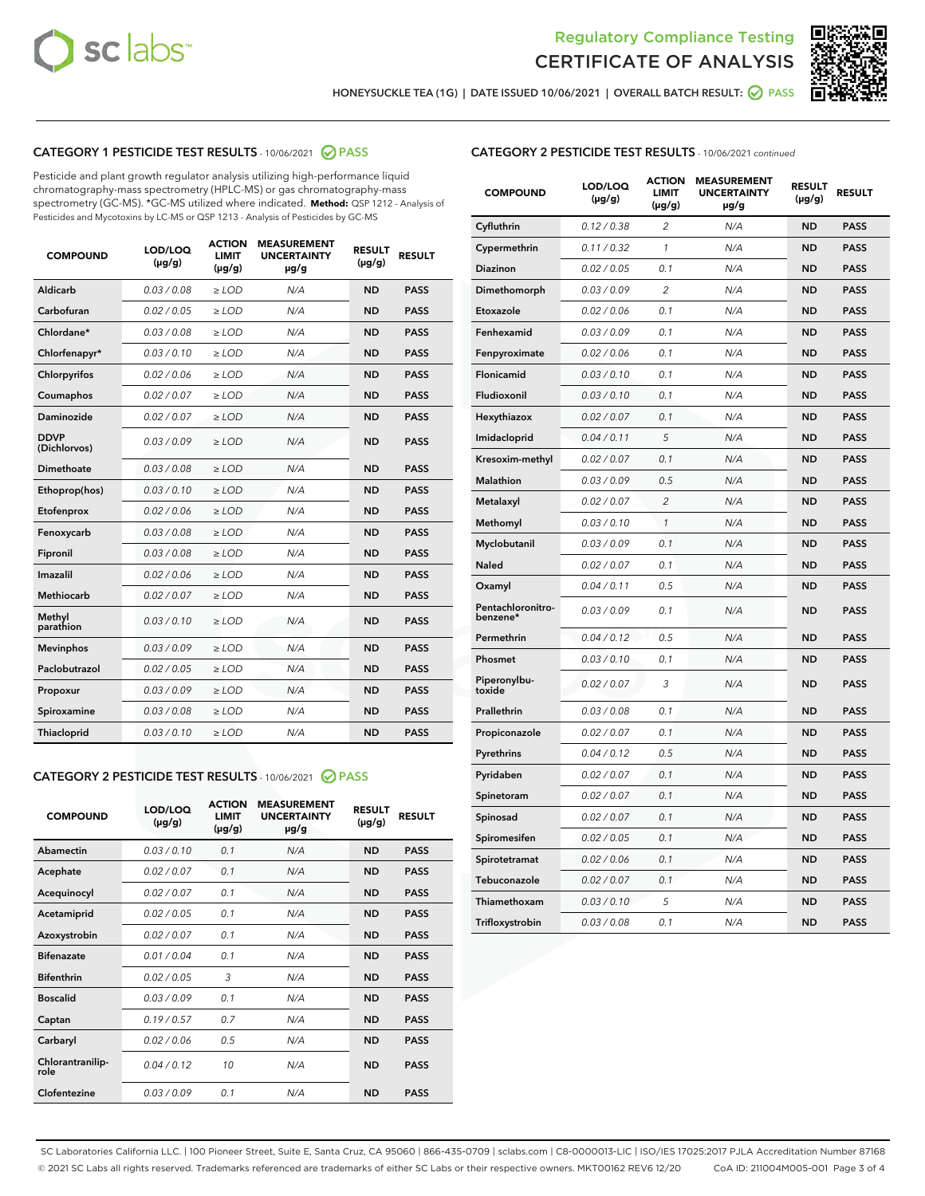Regulatory Compliance Testing

# CERTIFICATE OF ANALYSIS

HONEYSUCKLE TEA (1G) | DATE ISSUED 10/06/2021 | OVERALL BATCH RESULT: PASS

## CATEGORY 1 PESTICIDE TEST RESULTS - 10/06/2021 PASS

Pesticide and plant growth regulator analysis utilizing high-performance liquid chromatography-mass spectrometry (HPLC-MS) or gas chromatography-mass spectrometry (GC-MS). *GC-MS utilized where indicated. **Method:** QSP 1212 - Analysis of Pesticides and Mycotoxins by LC-MS or QSP 1213 - Analysis of Pesticides by GC-MS

| COMPOUND | LOD/LOQ (µg/g) | ACTION LIMIT (µg/g) | MEASUREMENT UNCERTAINTY µg/g | RESULT (µg/g) | RESULT |
|---|---|---|---|---|---|
| Aldicarb | 0.03 / 0.08 | ≥ LOD | N/A | ND | PASS |
| Carbofuran | 0.02 / 0.05 | ≥ LOD | N/A | ND | PASS |
| Chlordane* | 0.03 / 0.08 | ≥ LOD | N/A | ND | PASS |
| Chlorfenapyr* | 0.03 / 0.10 | ≥ LOD | N/A | ND | PASS |
| Chlorpyrifos | 0.02 / 0.06 | ≥ LOD | N/A | ND | PASS |
| Coumaphos | 0.02 / 0.07 | ≥ LOD | N/A | ND | PASS |
| Daminozide | 0.02 / 0.07 | ≥ LOD | N/A | ND | PASS |
| DDVP (Dichlorvos) | 0.03 / 0.09 | ≥ LOD | N/A | ND | PASS |
| Dimethoate | 0.03 / 0.08 | ≥ LOD | N/A | ND | PASS |
| Ethoprop(hos) | 0.03 / 0.10 | ≥ LOD | N/A | ND | PASS |
| Etofenprox | 0.02 / 0.06 | ≥ LOD | N/A | ND | PASS |
| Fenoxycarb | 0.03 / 0.08 | ≥ LOD | N/A | ND | PASS |
| Fipronil | 0.03 / 0.08 | ≥ LOD | N/A | ND | PASS |
| Imazalil | 0.02 / 0.06 | ≥ LOD | N/A | ND | PASS |
| Methiocarb | 0.02 / 0.07 | ≥ LOD | N/A | ND | PASS |
| Methyl parathion | 0.03 / 0.10 | ≥ LOD | N/A | ND | PASS |
| Mevinphos | 0.03 / 0.09 | ≥ LOD | N/A | ND | PASS |
| Paclobutrazol | 0.02 / 0.05 | ≥ LOD | N/A | ND | PASS |
| Propoxur | 0.03 / 0.09 | ≥ LOD | N/A | ND | PASS |
| Spiroxamine | 0.03 / 0.08 | ≥ LOD | N/A | ND | PASS |
| Thiacloprid | 0.03 / 0.10 | ≥ LOD | N/A | ND | PASS |

## CATEGORY 2 PESTICIDE TEST RESULTS - 10/06/2021 PASS

| COMPOUND | LOD/LOQ (µg/g) | ACTION LIMIT (µg/g) | MEASUREMENT UNCERTAINTY µg/g | RESULT (µg/g) | RESULT |
|---|---|---|---|---|---|
| Abamectin | 0.03 / 0.10 | 0.1 | N/A | ND | PASS |
| Acephate | 0.02 / 0.07 | 0.1 | N/A | ND | PASS |
| Acequinocyl | 0.02 / 0.07 | 0.1 | N/A | ND | PASS |
| Acetamiprid | 0.02 / 0.05 | 0.1 | N/A | ND | PASS |
| Azoxystrobin | 0.02 / 0.07 | 0.1 | N/A | ND | PASS |
| Bifenazate | 0.01 / 0.04 | 0.1 | N/A | ND | PASS |
| Bifenthrin | 0.02 / 0.05 | 3 | N/A | ND | PASS |
| Boscalid | 0.03 / 0.09 | 0.1 | N/A | ND | PASS |
| Captan | 0.19 / 0.57 | 0.7 | N/A | ND | PASS |
| Carbaryl | 0.02 / 0.06 | 0.5 | N/A | ND | PASS |
| Chlorantraniliprole | 0.04 / 0.12 | 10 | N/A | ND | PASS |
| Clofentezine | 0.03 / 0.09 | 0.1 | N/A | ND | PASS |
| Cyfluthrin | 0.12 / 0.38 | 2 | N/A | ND | PASS |
| Cypermethrin | 0.11 / 0.32 | 1 | N/A | ND | PASS |
| Diazinon | 0.02 / 0.05 | 0.1 | N/A | ND | PASS |
| Dimethomorph | 0.03 / 0.09 | 2 | N/A | ND | PASS |
| Etoxazole | 0.02 / 0.06 | 0.1 | N/A | ND | PASS |
| Fenhexamid | 0.03 / 0.09 | 0.1 | N/A | ND | PASS |
| Fenpyroximate | 0.02 / 0.06 | 0.1 | N/A | ND | PASS |
| Flonicamid | 0.03 / 0.10 | 0.1 | N/A | ND | PASS |
| Fludioxonil | 0.03 / 0.10 | 0.1 | N/A | ND | PASS |
| Hexythiazox | 0.02 / 0.07 | 0.1 | N/A | ND | PASS |
| Imidacloprid | 0.04 / 0.11 | 5 | N/A | ND | PASS |
| Kresoxim-methyl | 0.02 / 0.07 | 0.1 | N/A | ND | PASS |
| Malathion | 0.03 / 0.09 | 0.5 | N/A | ND | PASS |
| Metalaxyl | 0.02 / 0.07 | 2 | N/A | ND | PASS |
| Methomyl | 0.03 / 0.10 | 1 | N/A | ND | PASS |
| Myclobutanil | 0.03 / 0.09 | 0.1 | N/A | ND | PASS |
| Naled | 0.02 / 0.07 | 0.1 | N/A | ND | PASS |
| Oxamyl | 0.04 / 0.11 | 0.5 | N/A | ND | PASS |
| Pentachloronitrobenzene* | 0.03 / 0.09 | 0.1 | N/A | ND | PASS |
| Permethrin | 0.04 / 0.12 | 0.5 | N/A | ND | PASS |
| Phosmet | 0.03 / 0.10 | 0.1 | N/A | ND | PASS |
| Piperonylbutoxide | 0.02 / 0.07 | 3 | N/A | ND | PASS |
| Prallethrin | 0.03 / 0.08 | 0.1 | N/A | ND | PASS |
| Propiconazole | 0.02 / 0.07 | 0.1 | N/A | ND | PASS |
| Pyrethrins | 0.04 / 0.12 | 0.5 | N/A | ND | PASS |
| Pyridaben | 0.02 / 0.07 | 0.1 | N/A | ND | PASS |
| Spinetoram | 0.02 / 0.07 | 0.1 | N/A | ND | PASS |
| Spinosad | 0.02 / 0.07 | 0.1 | N/A | ND | PASS |
| Spiromesifen | 0.02 / 0.05 | 0.1 | N/A | ND | PASS |
| Spirotetramat | 0.02 / 0.06 | 0.1 | N/A | ND | PASS |
| Tebuconazole | 0.02 / 0.07 | 0.1 | N/A | ND | PASS |
| Thiamethoxam | 0.03 / 0.10 | 5 | N/A | ND | PASS |
| Trifloxystrobin | 0.03 / 0.08 | 0.1 | N/A | ND | PASS |

SC Laboratories California LLC. | 100 Pioneer Street, Suite E, Santa Cruz, CA 95060 | 866-435-0709 | sclabs.com | C8-0000013-LIC | ISO/IES 17025:2017 PJLA Accreditation Number 87168
© 2021 SC Labs all rights reserved. Trademarks referenced are trademarks of either SC Labs or their respective owners. MKT00162 REV6 12/20 CoA ID: 211004M005-001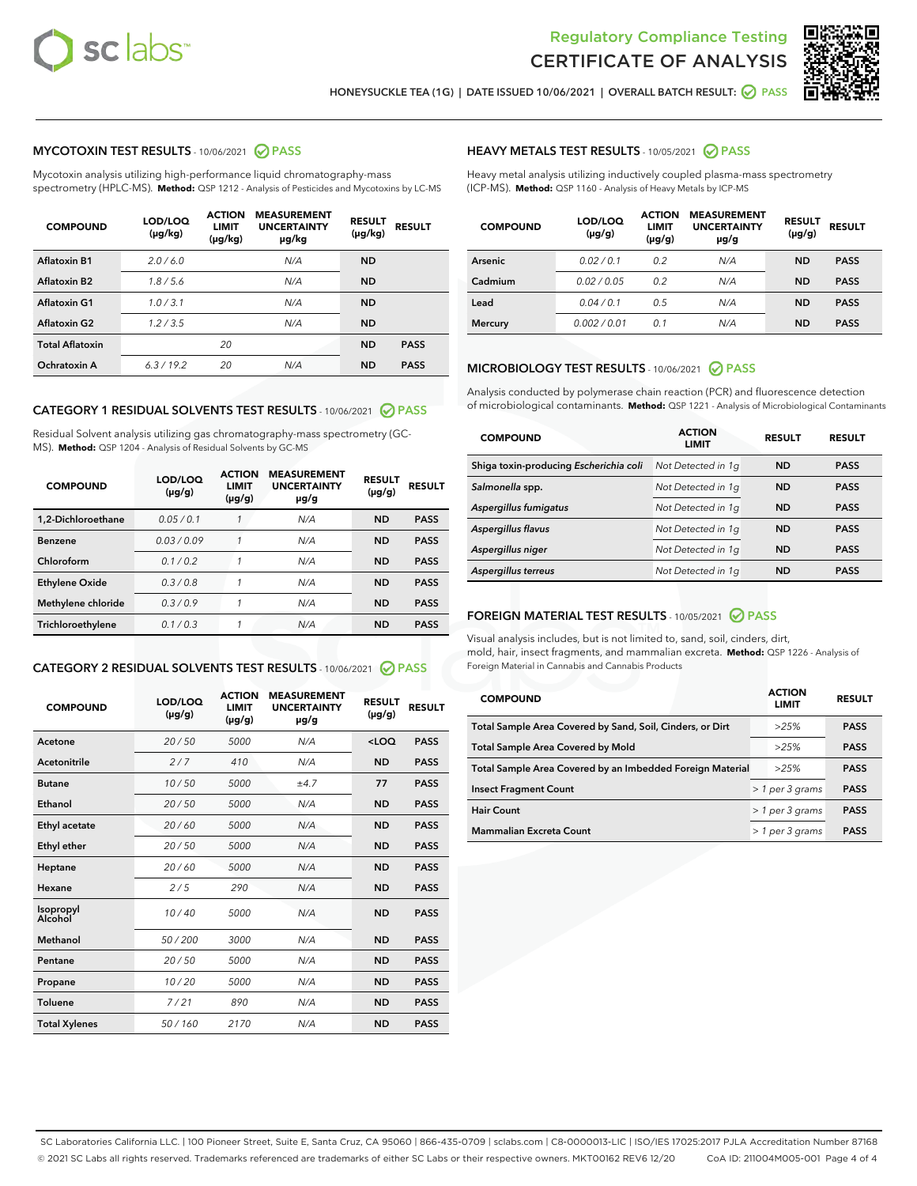Regulatory Compliance Testing

# CERTIFICATE OF ANALYSIS

HONEYSUCKLE TEA (1G) | DATE ISSUED 10/06/2021 | OVERALL BATCH RESULT: PASS

## MYCOTOXIN TEST RESULTS - 10/06/2021 PASS

Mycotoxin analysis utilizing high-performance liquid chromatography-mass spectrometry (HPLC-MS). **Method:** QSP 1212 - Analysis of Pesticides and Mycotoxins by LC-MS

| COMPOUND | LOD/LOQ (µg/kg) | ACTION LIMIT (µg/kg) | MEASUREMENT UNCERTAINTY µg/kg | RESULT (µg/kg) | RESULT |
|---|---|---|---|---|---|
| Aflatoxin B1 | 2.0 / 6.0 | | N/A | ND | |
| Aflatoxin B2 | 1.8 / 5.6 | | N/A | ND | |
| Aflatoxin G1 | 1.0 / 3.1 | | N/A | ND | |
| Aflatoxin G2 | 1.2 / 3.5 | | N/A | ND | |
| Total Aflatoxin | | 20 | | ND | PASS |
| Ochratoxin A | 6.3 / 19.2 | 20 | N/A | ND | PASS |

## CATEGORY 1 RESIDUAL SOLVENTS TEST RESULTS - 10/06/2021 PASS

Residual Solvent analysis utilizing gas chromatography-mass spectrometry (GC-MS). **Method:** QSP 1204 - Analysis of Residual Solvents by GC-MS

| COMPOUND | LOD/LOQ (µg/g) | ACTION LIMIT (µg/g) | MEASUREMENT UNCERTAINTY µg/g | RESULT (µg/g) | RESULT |
|---|---|---|---|---|---|
| 1,2-Dichloroethane | 0.05 / 0.1 | 1 | N/A | ND | PASS |
| Benzene | 0.03 / 0.09 | 1 | N/A | ND | PASS |
| Chloroform | 0.1 / 0.2 | 1 | N/A | ND | PASS |
| Ethylene Oxide | 0.3 / 0.8 | 1 | N/A | ND | PASS |
| Methylene chloride | 0.3 / 0.9 | 1 | N/A | ND | PASS |
| Trichloroethylene | 0.1 / 0.3 | 1 | N/A | ND | PASS |

## CATEGORY 2 RESIDUAL SOLVENTS TEST RESULTS - 10/06/2021 PASS

| COMPOUND | LOD/LOQ (µg/g) | ACTION LIMIT (µg/g) | MEASUREMENT UNCERTAINTY µg/g | RESULT (µg/g) | RESULT |
|---|---|---|---|---|---|
| Acetone | 20 / 50 | 5000 | N/A | <LOQ | PASS |
| Acetonitrile | 2 / 7 | 410 | N/A | ND | PASS |
| Butane | 10 / 50 | 5000 | ±4.7 | 77 | PASS |
| Ethanol | 20 / 50 | 5000 | N/A | ND | PASS |
| Ethyl acetate | 20 / 60 | 5000 | N/A | ND | PASS |
| Ethyl ether | 20 / 50 | 5000 | N/A | ND | PASS |
| Heptane | 20 / 60 | 5000 | N/A | ND | PASS |
| Hexane | 2 / 5 | 290 | N/A | ND | PASS |
| Isopropyl Alcohol | 10 / 40 | 5000 | N/A | ND | PASS |
| Methanol | 50 / 200 | 3000 | N/A | ND | PASS |
| Pentane | 20 / 50 | 5000 | N/A | ND | PASS |
| Propane | 10 / 20 | 5000 | N/A | ND | PASS |
| Toluene | 7 / 21 | 890 | N/A | ND | PASS |
| Total Xylenes | 50 / 160 | 2170 | N/A | ND | PASS |

## HEAVY METALS TEST RESULTS - 10/05/2021 PASS

Heavy metal analysis utilizing inductively coupled plasma-mass spectrometry (ICP-MS). **Method:** QSP 1160 - Analysis of Heavy Metals by ICP-MS

| COMPOUND | LOD/LOQ (µg/g) | ACTION LIMIT (µg/g) | MEASUREMENT UNCERTAINTY µg/g | RESULT (µg/g) | RESULT |
|---|---|---|---|---|---|
| Arsenic | 0.02 / 0.1 | 0.2 | N/A | ND | PASS |
| Cadmium | 0.02 / 0.05 | 0.2 | N/A | ND | PASS |
| Lead | 0.04 / 0.1 | 0.5 | N/A | ND | PASS |
| Mercury | 0.002 / 0.01 | 0.1 | N/A | ND | PASS |

## MICROBIOLOGY TEST RESULTS - 10/06/2021 PASS

Analysis conducted by polymerase chain reaction (PCR) and fluorescence detection of microbiological contaminants. **Method:** QSP 1221 - Analysis of Microbiological Contaminants

| COMPOUND | ACTION LIMIT | RESULT | RESULT |
|---|---|---|---|
| Shiga toxin-producing *Escherichia coli* | Not Detected in 1g | ND | PASS |
| *Salmonella* spp. | Not Detected in 1g | ND | PASS |
| *Aspergillus fumigatus* | Not Detected in 1g | ND | PASS |
| *Aspergillus flavus* | Not Detected in 1g | ND | PASS |
| *Aspergillus niger* | Not Detected in 1g | ND | PASS |
| *Aspergillus terreus* | Not Detected in 1g | ND | PASS |

## FOREIGN MATERIAL TEST RESULTS - 10/05/2021 PASS

Visual analysis includes, but is not limited to, sand, soil, cinders, dirt, mold, hair, insect fragments, and mammalian excreta. **Method:** QSP 1226 - Analysis of Foreign Material in Cannabis and Cannabis Products

| COMPOUND | ACTION LIMIT | RESULT |
|---|---|---|
| Total Sample Area Covered by Sand, Soil, Cinders, or Dirt | >25% | PASS |
| Total Sample Area Covered by Mold | >25% | PASS |
| Total Sample Area Covered by an Imbedded Foreign Material | >25% | PASS |
| Insect Fragment Count | > 1 per 3 grams | PASS |
| Hair Count | > 1 per 3 grams | PASS |
| Mammalian Excreta Count | > 1 per 3 grams | PASS |

SC Laboratories California LLC. | 100 Pioneer Street, Suite E, Santa Cruz, CA 95060 | 866-435-0709 | sclabs.com | C8-0000013-LIC | ISO/IES 17025:2017 PJLA Accreditation Number 87168
© 2021 SC Labs all rights reserved. Trademarks referenced are trademarks of either SC Labs or their respective owners. MKT00162 REV6 12/20 CoA ID: 211004M005-001